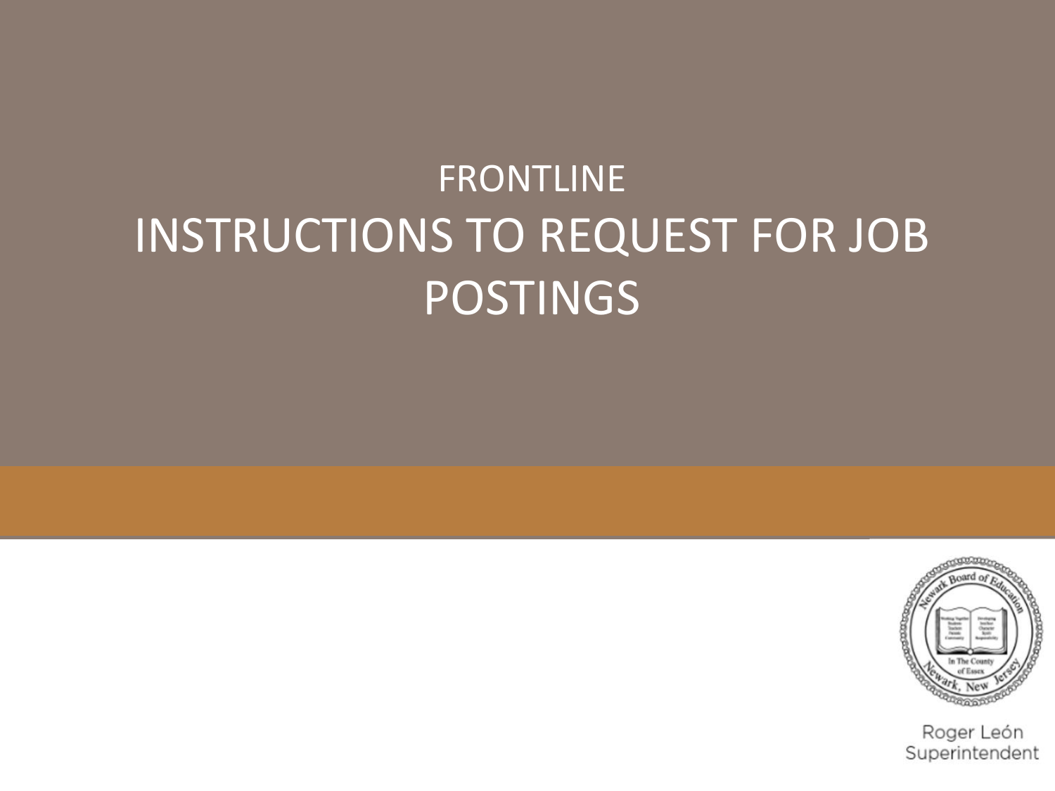# FRONTLINE
# INSTRUCTIONS TO REQUEST FOR JOB POSTINGS

Roger León
Superintendent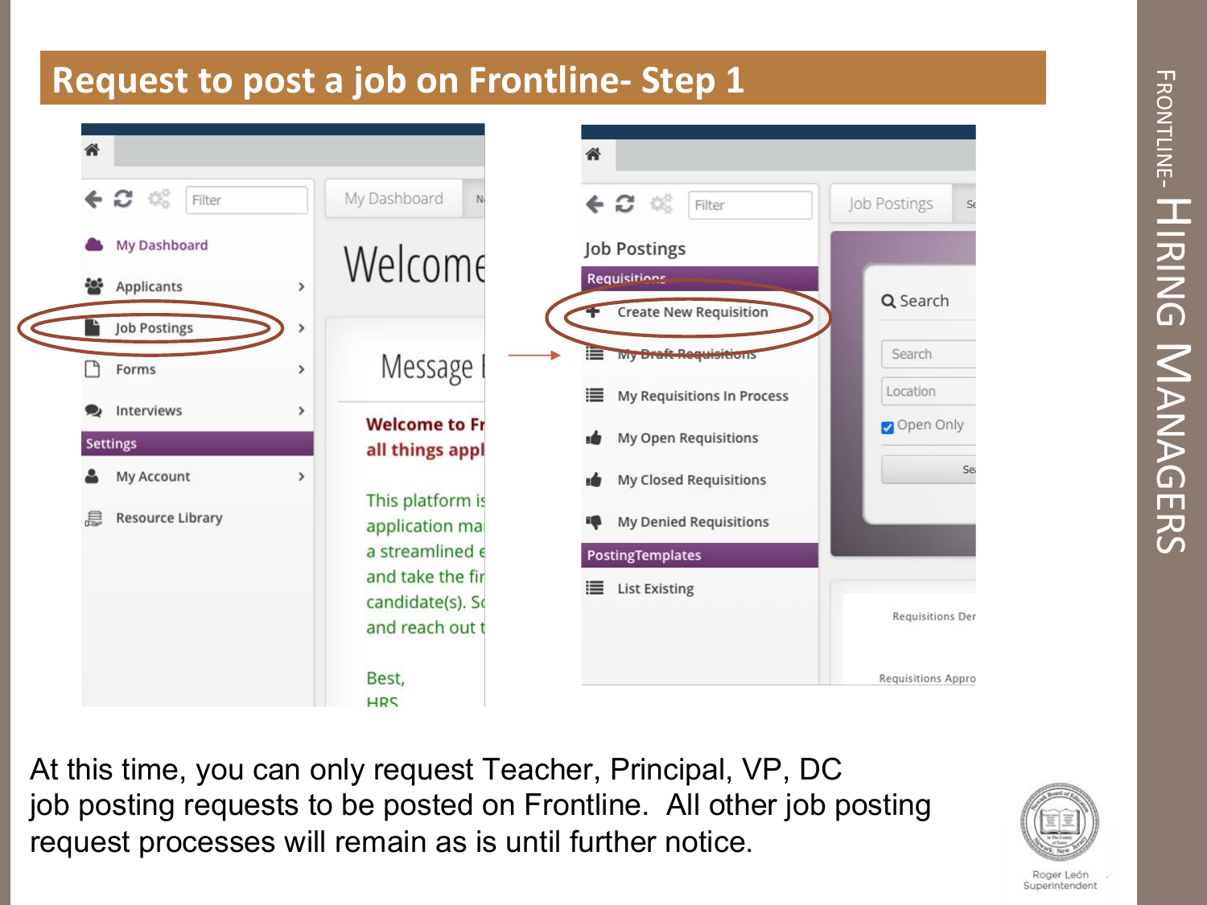# Request to post a job on Frontline- Step 1

At this time, you can only request Teacher, Principal, VP, DC job posting requests to be posted on Frontline. All other job posting request processes will remain as is until further notice.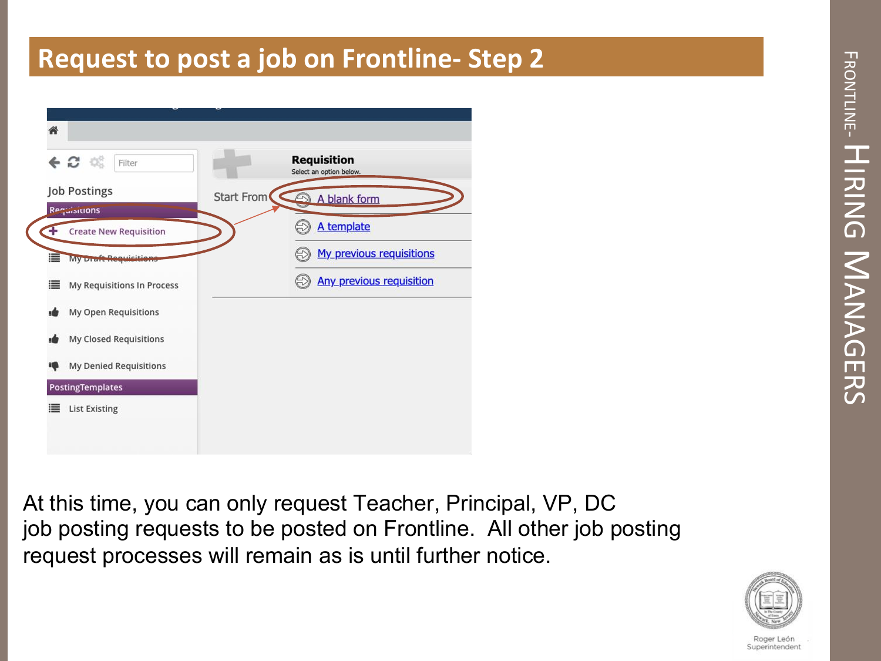# Request to post a job on Frontline- Step 2

Job Postings

Requisitions

- Create New Requisition
- My Draft Requisitions
- My Requisitions In Process
- My Open Requisitions
- My Closed Requisitions
- My Denied Requisitions

PostingTemplates

- List Existing

**Requisition**

Select an option below.

Start From

- A blank form
- A template
- My previous requisitions
- Any previous requisition

At this time, you can only request Teacher, Principal, VP, DC job posting requests to be posted on Frontline. All other job posting request processes will remain as is until further notice.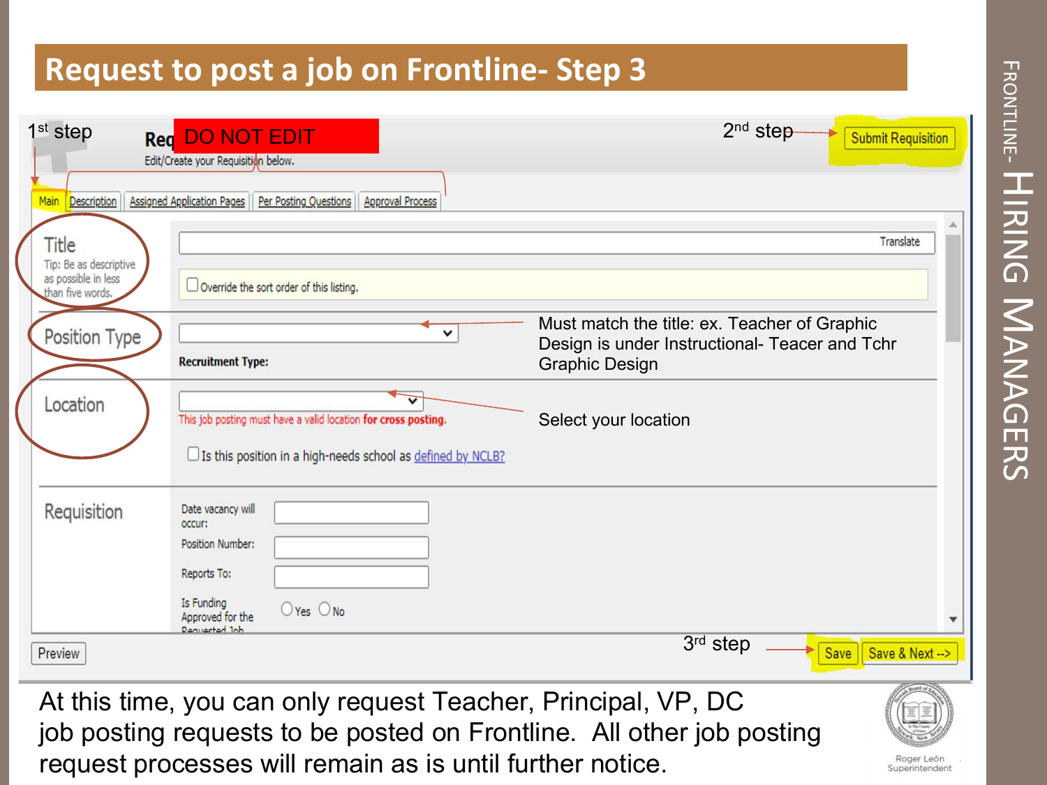# Request to post a job on Frontline- Step 3

1st step

Req DO NOT EDIT

Edit/Create your Requisition below.

2nd step → Submit Requisition

Main | Description | Assigned Application Pages | Per Posting Questions | Approval Process

**Title**
Tip: Be as descriptive as possible in less than five words.

Translate

Override the sort order of this listing.

**Position Type**

Recruitment Type:

Must match the title: ex. Teacher of Graphic Design is under Instructional- Teacer and Tchr Graphic Design

**Location**

This job posting must have a valid location for cross posting.

Is this position in a high-needs school as defined by NCLB?

Select your location

**Requisition**

Date vacancy will occur:

Position Number:

Reports To:

Is Funding Approved for the Requested Job

Yes No

Preview

3rd step → Save | Save & Next -->

At this time, you can only request Teacher, Principal, VP, DC job posting requests to be posted on Frontline. All other job posting request processes will remain as is until further notice.

Roger León
Superintendent

FRONTLINE- HIRING MANAGERS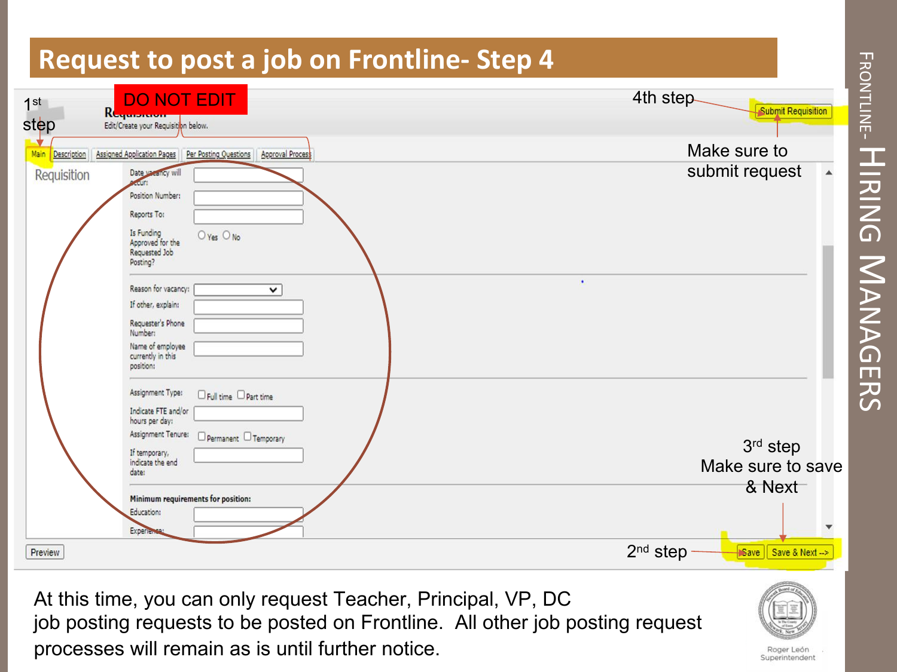# Request to post a job on Frontline- Step 4

1st step

DO NOT EDIT

Requisition

Edit/Create your Requisition below.

Main | Description | Assigned Application Pages | Per Posting Questions | Approval Process

4th step

Submit Requisition

Make sure to submit request

Requisition

Date vacancy will occur:

Position Number:

Reports To:

Is Funding Approved for the Requested Job Posting? Yes No

Reason for vacancy:

If other, explain:

Requester's Phone Number:

Name of employee currently in this position:

Assignment Type: Full time Part time

Indicate FTE and/or hours per day:

Assignment Tenure: Permanent Temporary

If temporary, indicate the end date:

**Minimum requirements for position:**

Education:

Experience:

3rd step
Make sure to save & Next

Preview

2nd step

Save | Save & Next -->

At this time, you can only request Teacher, Principal, VP, DC job posting requests to be posted on Frontline. All other job posting request processes will remain as is until further notice.

Roger León
Superintendent

FRONTLINE- HIRING MANAGERS